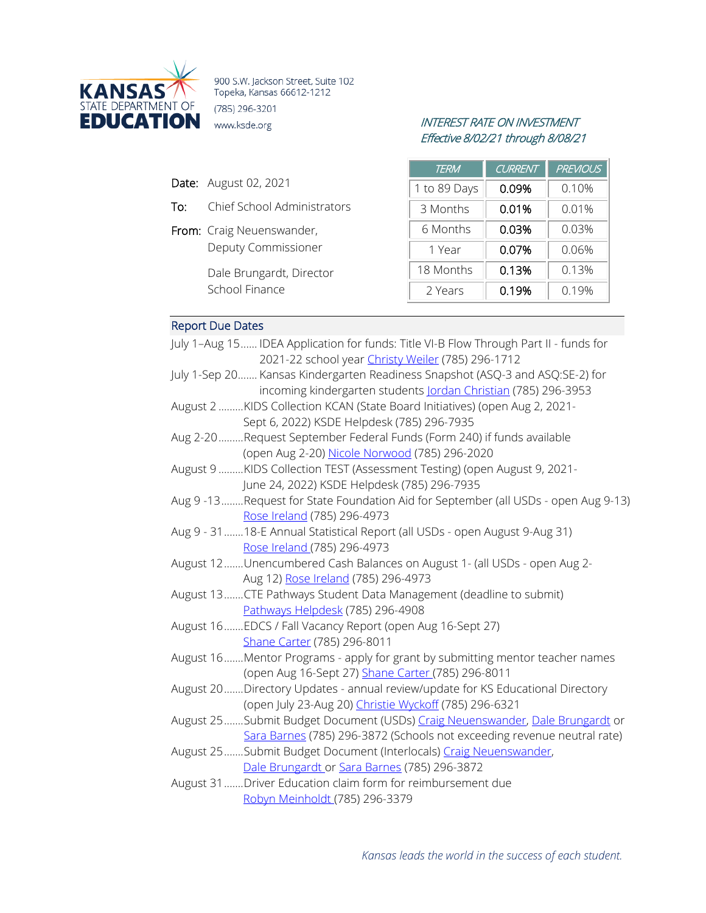KANSAS STATE DEPARTMENT OF EDUCATION

900 S.W. Jackson Street, Suite 102
Topeka, Kansas 66612-1212
(785) 296-3201
www.ksde.org

*INTEREST RATE ON INVESTMENT*
*Effective 8/02/21 through 8/08/21*

| TERM | CURRENT | PREVIOUS |
|---|---|---|
| 1 to 89 Days | 0.09% | 0.10% |
| 3 Months | 0.01% | 0.01% |
| 6 Months | 0.03% | 0.03% |
| 1 Year | 0.07% | 0.06% |
| 18 Months | 0.13% | 0.13% |
| 2 Years | 0.19% | 0.19% |

**Date:** August 02, 2021

**To:** Chief School Administrators

**From:** Craig Neuenswander, Deputy Commissioner

Dale Brungardt, Director School Finance

## Report Due Dates

July 1–Aug 15...... IDEA Application for funds: Title VI-B Flow Through Part II - funds for 2021-22 school year Christy Weiler (785) 296-1712

July 1-Sep 20....... Kansas Kindergarten Readiness Snapshot (ASQ-3 and ASQ:SE-2) for incoming kindergarten students Jordan Christian (785) 296-3953

August 2 .........KIDS Collection KCAN (State Board Initiatives) (open Aug 2, 2021-Sept 6, 2022) KSDE Helpdesk (785) 296-7935

Aug 2-20.........Request September Federal Funds (Form 240) if funds available (open Aug 2-20) Nicole Norwood (785) 296-2020

August 9 .........KIDS Collection TEST (Assessment Testing) (open August 9, 2021-June 24, 2022) KSDE Helpdesk (785) 296-7935

Aug 9 -13........Request for State Foundation Aid for September (all USDs - open Aug 9-13) Rose Ireland (785) 296-4973

Aug 9 - 31.......18-E Annual Statistical Report (all USDs - open August 9-Aug 31) Rose Ireland (785) 296-4973

August 12.......Unencumbered Cash Balances on August 1- (all USDs - open Aug 2-Aug 12) Rose Ireland (785) 296-4973

August 13.......CTE Pathways Student Data Management (deadline to submit) Pathways Helpdesk (785) 296-4908

August 16.......EDCS / Fall Vacancy Report (open Aug 16-Sept 27) Shane Carter (785) 296-8011

August 16.......Mentor Programs - apply for grant by submitting mentor teacher names (open Aug 16-Sept 27) Shane Carter (785) 296-8011

August 20.......Directory Updates - annual review/update for KS Educational Directory (open July 23-Aug 20) Christie Wyckoff (785) 296-6321

August 25.......Submit Budget Document (USDs) Craig Neuenswander, Dale Brungardt or Sara Barnes (785) 296-3872 (Schools not exceeding revenue neutral rate)

August 25.......Submit Budget Document (Interlocals) Craig Neuenswander, Dale Brungardt or Sara Barnes (785) 296-3872

August 31.......Driver Education claim form for reimbursement due Robyn Meinholdt (785) 296-3379

*Kansas leads the world in the success of each student.*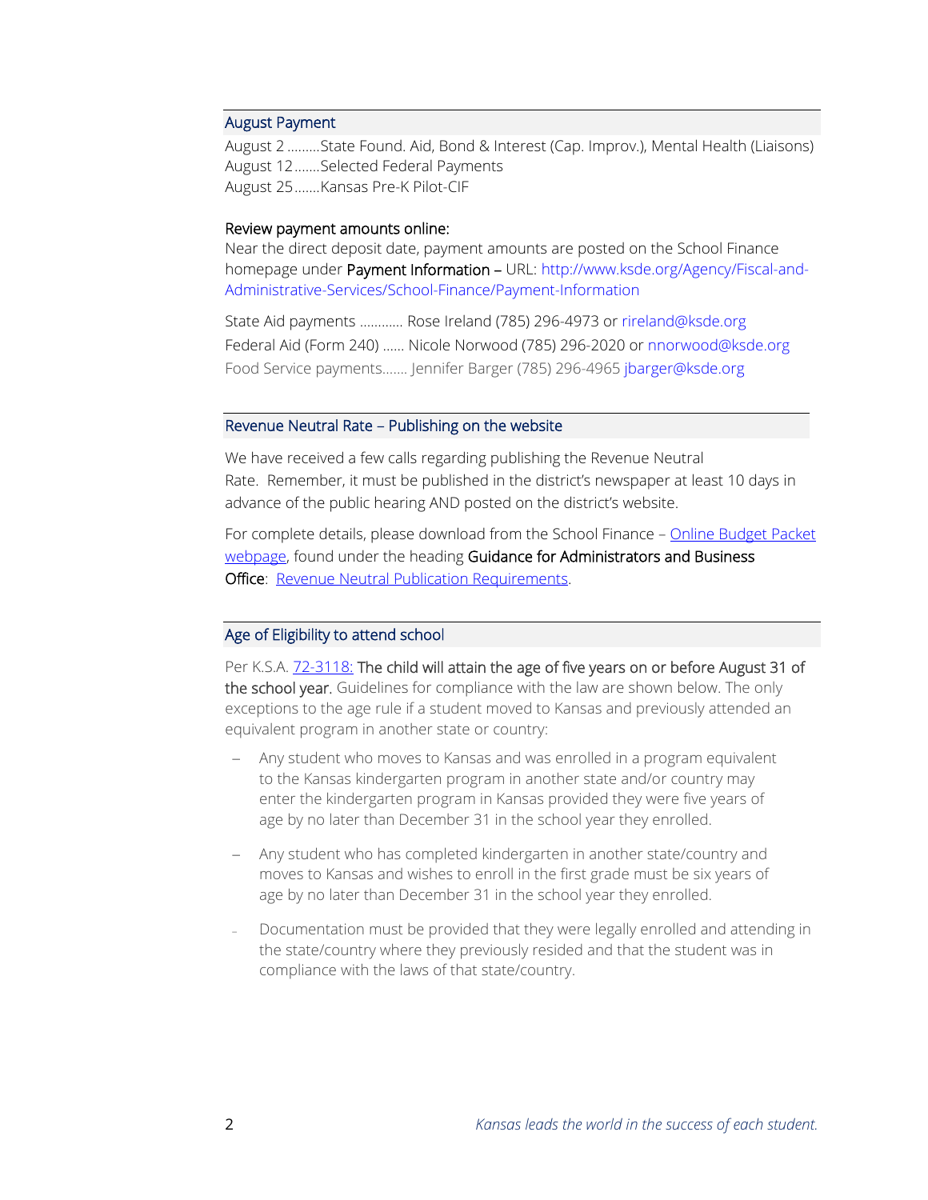## August Payment

August 2 .........State Found. Aid, Bond & Interest (Cap. Improv.), Mental Health (Liaisons)
August 12.......Selected Federal Payments
August 25.......Kansas Pre-K Pilot-CIF

**Review payment amounts online:**
Near the direct deposit date, payment amounts are posted on the School Finance homepage under **Payment Information –** URL: http://www.ksde.org/Agency/Fiscal-and-Administrative-Services/School-Finance/Payment-Information

State Aid payments ............ Rose Ireland (785) 296-4973 or rireland@ksde.org
Federal Aid (Form 240) ...... Nicole Norwood (785) 296-2020 or nnorwood@ksde.org
Food Service payments....... Jennifer Barger (785) 296-4965 jbarger@ksde.org

## Revenue Neutral Rate – Publishing on the website

We have received a few calls regarding publishing the Revenue Neutral Rate. Remember, it must be published in the district's newspaper at least 10 days in advance of the public hearing AND posted on the district's website.

For complete details, please download from the School Finance – Online Budget Packet webpage, found under the heading **Guidance for Administrators and Business Office**: Revenue Neutral Publication Requirements.

## Age of Eligibility to attend school

Per K.S.A. 72-3118: **The child will attain the age of five years on or before August 31 of the school year.** Guidelines for compliance with the law are shown below. The only exceptions to the age rule if a student moved to Kansas and previously attended an equivalent program in another state or country:

- Any student who moves to Kansas and was enrolled in a program equivalent to the Kansas kindergarten program in another state and/or country may enter the kindergarten program in Kansas provided they were five years of age by no later than December 31 in the school year they enrolled.
- Any student who has completed kindergarten in another state/country and moves to Kansas and wishes to enroll in the first grade must be six years of age by no later than December 31 in the school year they enrolled.
- Documentation must be provided that they were legally enrolled and attending in the state/country where they previously resided and that the student was in compliance with the laws of that state/country.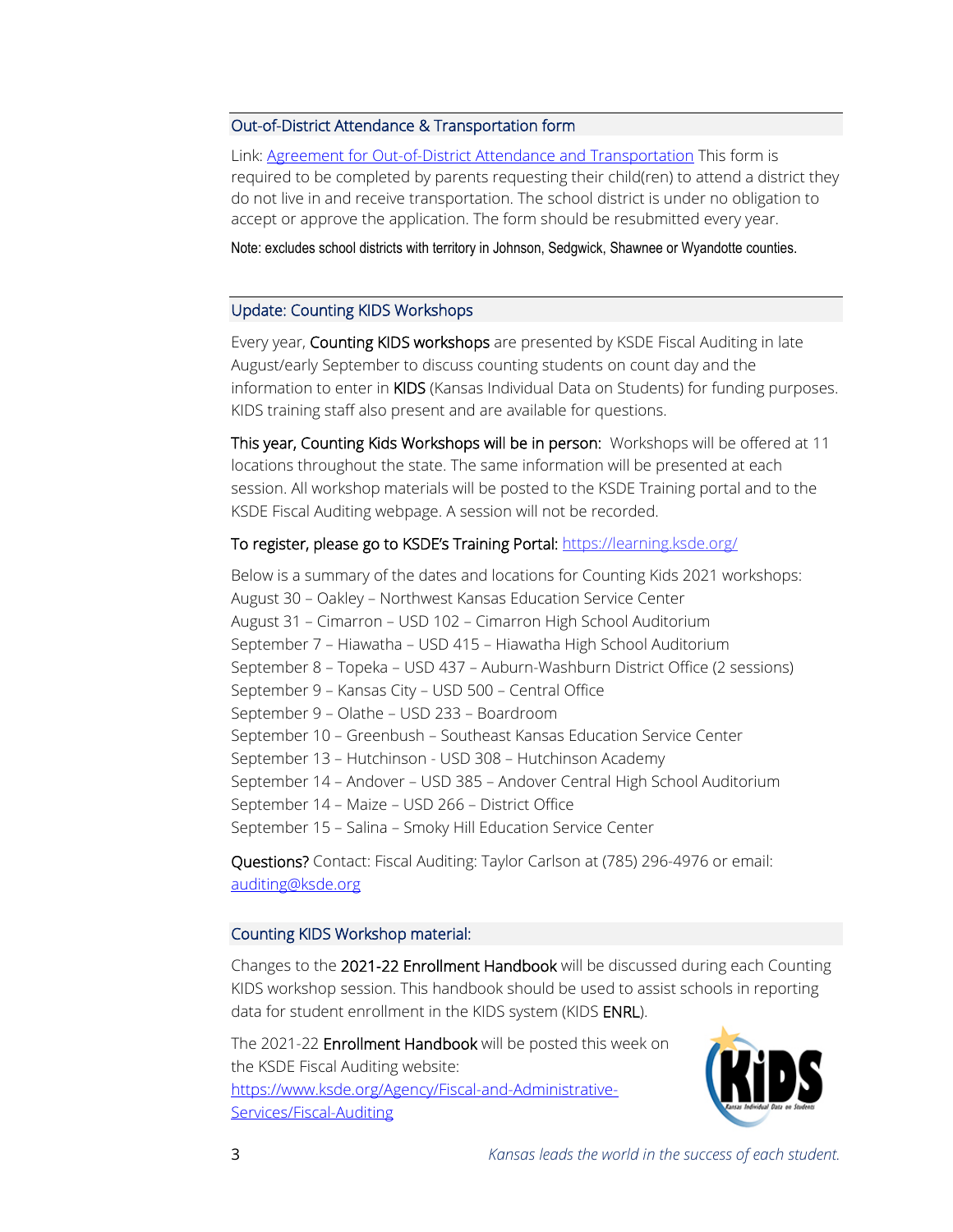## Out-of-District Attendance & Transportation form

Link: [Agreement for Out-of-District Attendance and Transportation]() This form is required to be completed by parents requesting their child(ren) to attend a district they do not live in and receive transportation. The school district is under no obligation to accept or approve the application. The form should be resubmitted every year.

Note: excludes school districts with territory in Johnson, Sedgwick, Shawnee or Wyandotte counties.

## Update: Counting KIDS Workshops

Every year, **Counting KIDS workshops** are presented by KSDE Fiscal Auditing in late August/early September to discuss counting students on count day and the information to enter in **KIDS** (Kansas Individual Data on Students) for funding purposes. KIDS training staff also present and are available for questions.

**This year, Counting Kids Workshops will be in person:** Workshops will be offered at 11 locations throughout the state. The same information will be presented at each session. All workshop materials will be posted to the KSDE Training portal and to the KSDE Fiscal Auditing webpage. A session will not be recorded.

**To register, please go to KSDE's Training Portal:** https://learning.ksde.org/

Below is a summary of the dates and locations for Counting Kids 2021 workshops:
August 30 – Oakley – Northwest Kansas Education Service Center
August 31 – Cimarron – USD 102 – Cimarron High School Auditorium
September 7 – Hiawatha – USD 415 – Hiawatha High School Auditorium
September 8 – Topeka – USD 437 – Auburn-Washburn District Office (2 sessions)
September 9 – Kansas City – USD 500 – Central Office
September 9 – Olathe – USD 233 – Boardroom
September 10 – Greenbush – Southeast Kansas Education Service Center
September 13 – Hutchinson - USD 308 – Hutchinson Academy
September 14 – Andover – USD 385 – Andover Central High School Auditorium
September 14 – Maize – USD 266 – District Office
September 15 – Salina – Smoky Hill Education Service Center

**Questions?** Contact: Fiscal Auditing: Taylor Carlson at (785) 296-4976 or email: auditing@ksde.org

## Counting KIDS Workshop material:

Changes to the **2021-22 Enrollment Handbook** will be discussed during each Counting KIDS workshop session. This handbook should be used to assist schools in reporting data for student enrollment in the KIDS system (KIDS **ENRL**).

The 2021-22 **Enrollment Handbook** will be posted this week on the KSDE Fiscal Auditing website: https://www.ksde.org/Agency/Fiscal-and-Administrative-Services/Fiscal-Auditing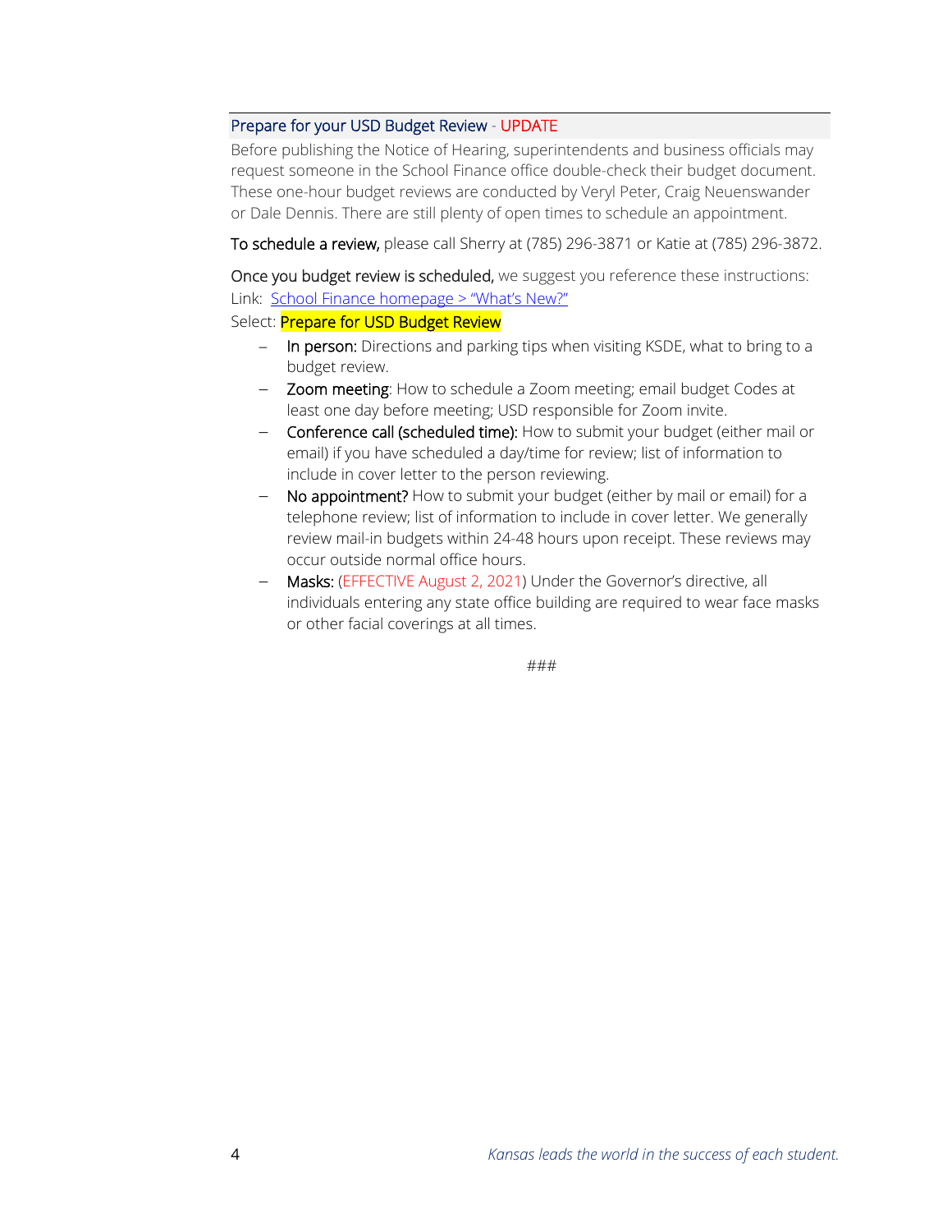## Prepare for your USD Budget Review - UPDATE

Before publishing the Notice of Hearing, superintendents and business officials may request someone in the School Finance office double-check their budget document. These one-hour budget reviews are conducted by Veryl Peter, Craig Neuenswander or Dale Dennis. There are still plenty of open times to schedule an appointment.

**To schedule a review,** please call Sherry at (785) 296-3871 or Katie at (785) 296-3872.

**Once you budget review is scheduled,** we suggest you reference these instructions:
Link: [School Finance homepage > "What's New?"]
Select: **Prepare for USD Budget Review**

- **In person:** Directions and parking tips when visiting KSDE, what to bring to a budget review.
- **Zoom meeting**: How to schedule a Zoom meeting; email budget Codes at least one day before meeting; USD responsible for Zoom invite.
- **Conference call (scheduled time):** How to submit your budget (either mail or email) if you have scheduled a day/time for review; list of information to include in cover letter to the person reviewing.
- **No appointment?** How to submit your budget (either by mail or email) for a telephone review; list of information to include in cover letter. We generally review mail-in budgets within 24-48 hours upon receipt. These reviews may occur outside normal office hours.
- **Masks:** (EFFECTIVE August 2, 2021) Under the Governor's directive, all individuals entering any state office building are required to wear face masks or other facial coverings at all times.

###

*Kansas leads the world in the success of each student.*